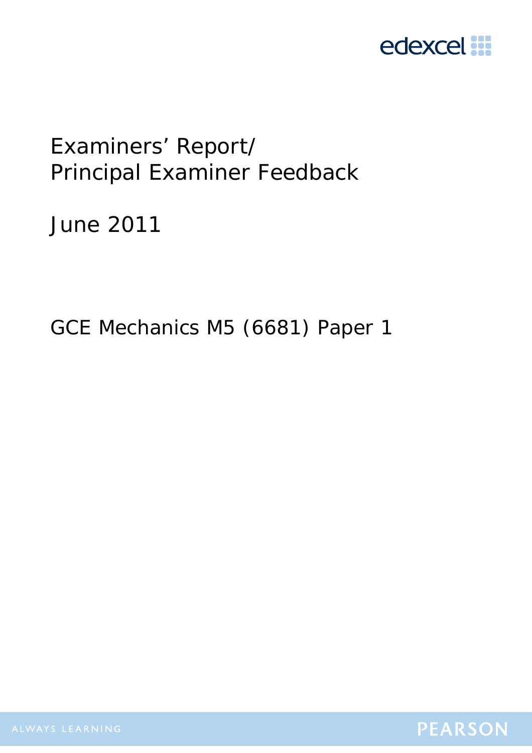edexcel

# Examiners' Report/ Principal Examiner Feedback

June 2011

GCE Mechanics M5 (6681) Paper 1

ALWAYS LEARNING

PEARSON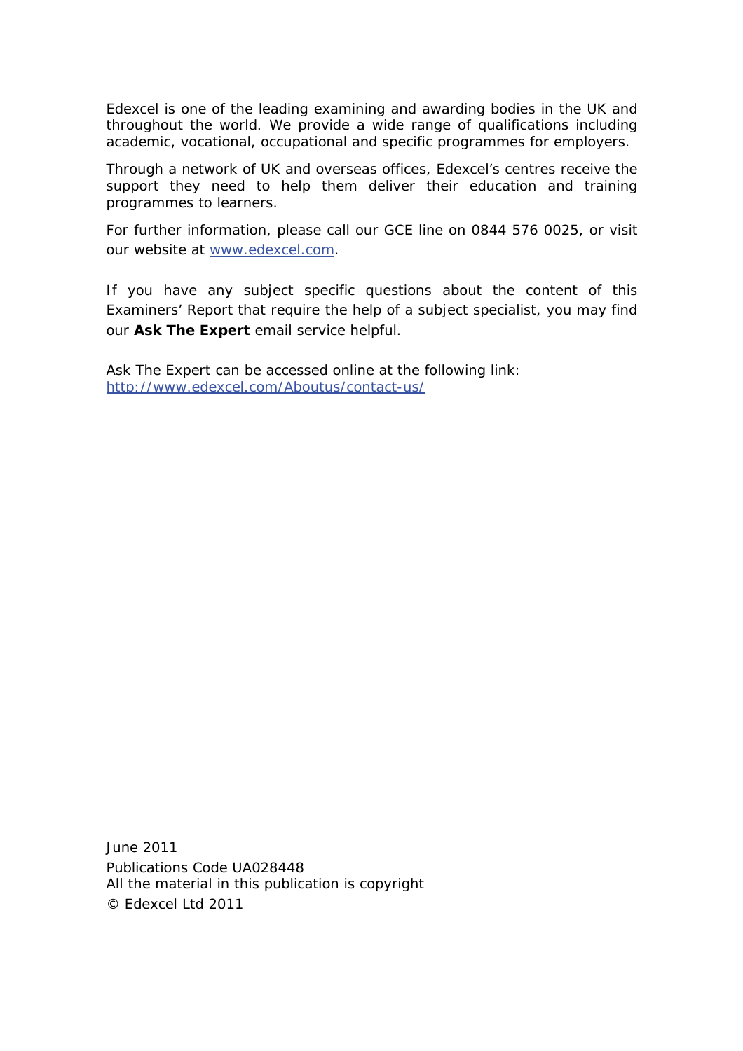Edexcel is one of the leading examining and awarding bodies in the UK and throughout the world. We provide a wide range of qualifications including academic, vocational, occupational and specific programmes for employers.

Through a network of UK and overseas offices, Edexcel's centres receive the support they need to help them deliver their education and training programmes to learners.

For further information, please call our GCE line on 0844 576 0025, or visit our website at [www.edexcel.com](www.edexcel.com).

If you have any subject specific questions about the content of this Examiners' Report that require the help of a subject specialist, you may find our **Ask The Expert** email service helpful.

Ask The Expert can be accessed online at the following link:
[http://www.edexcel.com/Aboutus/contact-us/](http://www.edexcel.com/Aboutus/contact-us/)

June 2011
Publications Code UA028448
All the material in this publication is copyright
© Edexcel Ltd 2011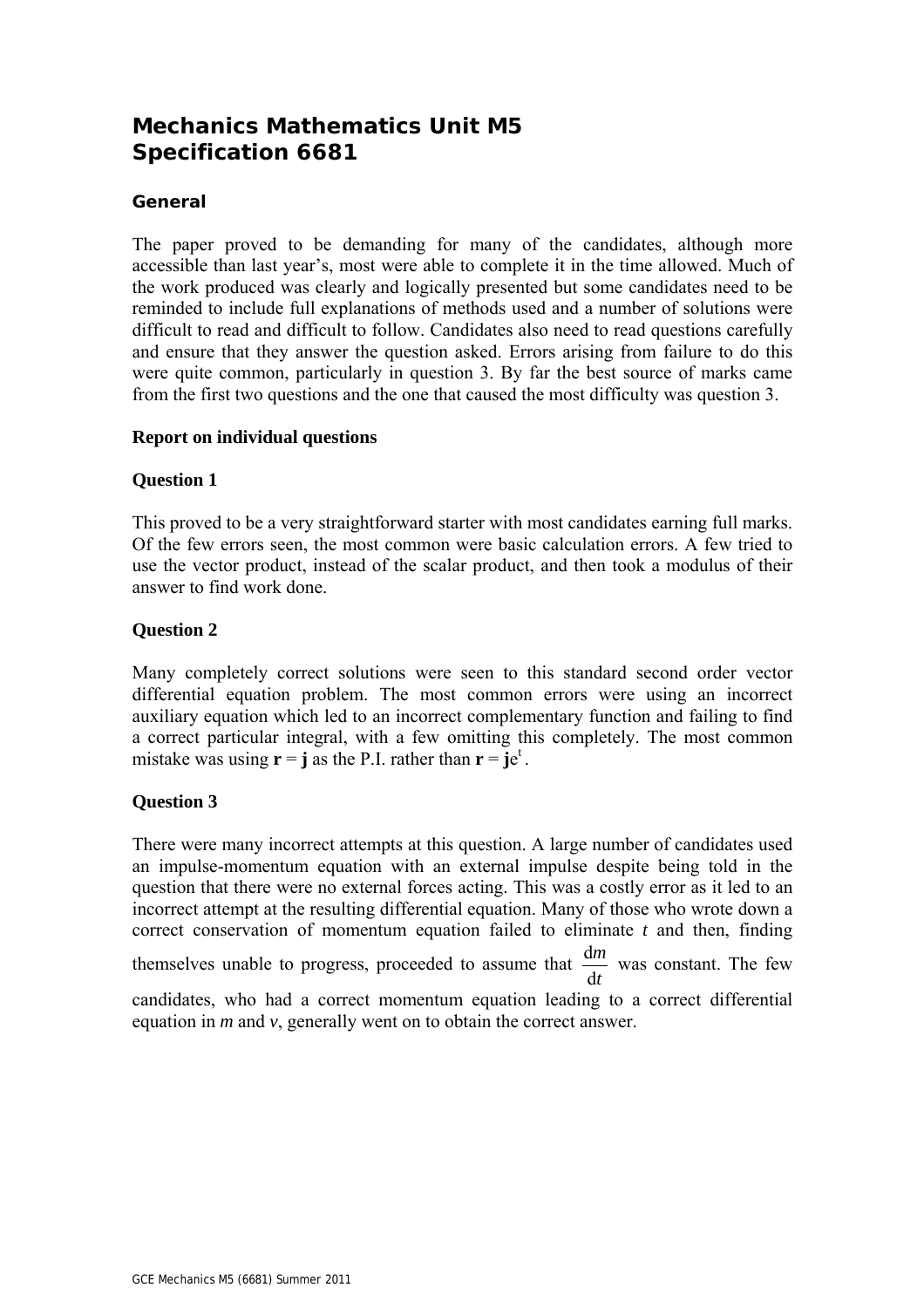# Mechanics Mathematics Unit M5
# Specification 6681

### General

The paper proved to be demanding for many of the candidates, although more accessible than last year's, most were able to complete it in the time allowed. Much of the work produced was clearly and logically presented but some candidates need to be reminded to include full explanations of methods used and a number of solutions were difficult to read and difficult to follow. Candidates also need to read questions carefully and ensure that they answer the question asked. Errors arising from failure to do this were quite common, particularly in question 3. By far the best source of marks came from the first two questions and the one that caused the most difficulty was question 3.

**Report on individual questions**

**Question 1**

This proved to be a very straightforward starter with most candidates earning full marks. Of the few errors seen, the most common were basic calculation errors. A few tried to use the vector product, instead of the scalar product, and then took a modulus of their answer to find work done.

**Question 2**

Many completely correct solutions were seen to this standard second order vector differential equation problem. The most common errors were using an incorrect auxiliary equation which led to an incorrect complementary function and failing to find a correct particular integral, with a few omitting this completely. The most common mistake was using $\mathbf{r} = \mathbf{j}$ as the P.I. rather than $\mathbf{r} = \mathbf{j}e^{t}$.

**Question 3**

There were many incorrect attempts at this question. A large number of candidates used an impulse-momentum equation with an external impulse despite being told in the question that there were no external forces acting. This was a costly error as it led to an incorrect attempt at the resulting differential equation. Many of those who wrote down a correct conservation of momentum equation failed to eliminate $t$ and then, finding themselves unable to progress, proceeded to assume that $\frac{dm}{dt}$ was constant. The few candidates, who had a correct momentum equation leading to a correct differential equation in $m$ and $v$, generally went on to obtain the correct answer.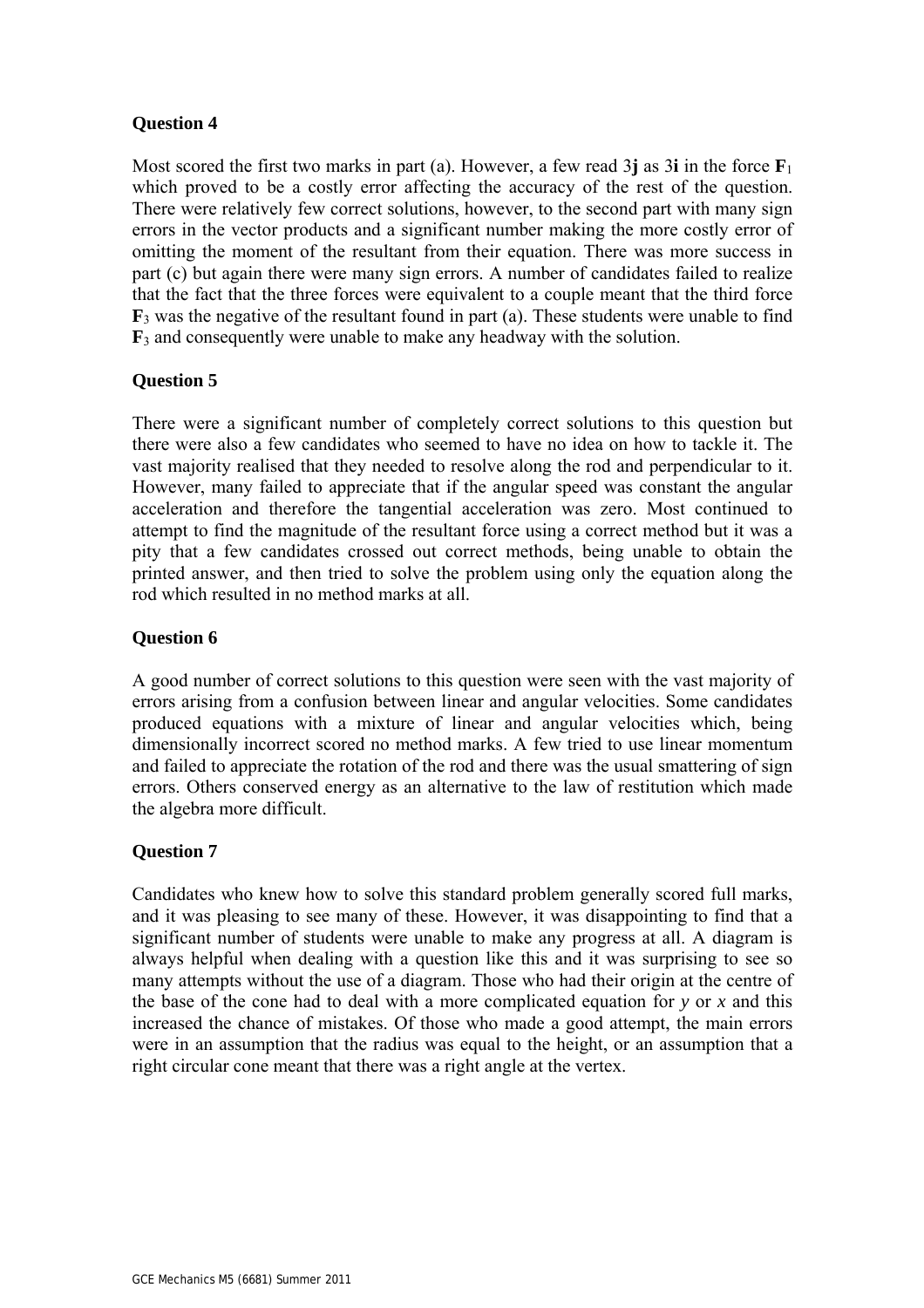## Question 4

Most scored the first two marks in part (a). However, a few read 3**j** as 3**i** in the force $\mathbf{F}_1$ which proved to be a costly error affecting the accuracy of the rest of the question. There were relatively few correct solutions, however, to the second part with many sign errors in the vector products and a significant number making the more costly error of omitting the moment of the resultant from their equation. There was more success in part (c) but again there were many sign errors. A number of candidates failed to realize that the fact that the three forces were equivalent to a couple meant that the third force $\mathbf{F}_3$ was the negative of the resultant found in part (a). These students were unable to find $\mathbf{F}_3$ and consequently were unable to make any headway with the solution.

## Question 5

There were a significant number of completely correct solutions to this question but there were also a few candidates who seemed to have no idea on how to tackle it. The vast majority realised that they needed to resolve along the rod and perpendicular to it. However, many failed to appreciate that if the angular speed was constant the angular acceleration and therefore the tangential acceleration was zero. Most continued to attempt to find the magnitude of the resultant force using a correct method but it was a pity that a few candidates crossed out correct methods, being unable to obtain the printed answer, and then tried to solve the problem using only the equation along the rod which resulted in no method marks at all.

## Question 6

A good number of correct solutions to this question were seen with the vast majority of errors arising from a confusion between linear and angular velocities. Some candidates produced equations with a mixture of linear and angular velocities which, being dimensionally incorrect scored no method marks. A few tried to use linear momentum and failed to appreciate the rotation of the rod and there was the usual smattering of sign errors. Others conserved energy as an alternative to the law of restitution which made the algebra more difficult.

## Question 7

Candidates who knew how to solve this standard problem generally scored full marks, and it was pleasing to see many of these. However, it was disappointing to find that a significant number of students were unable to make any progress at all. A diagram is always helpful when dealing with a question like this and it was surprising to see so many attempts without the use of a diagram. Those who had their origin at the centre of the base of the cone had to deal with a more complicated equation for $y$ or $x$ and this increased the chance of mistakes. Of those who made a good attempt, the main errors were in an assumption that the radius was equal to the height, or an assumption that a right circular cone meant that there was a right angle at the vertex.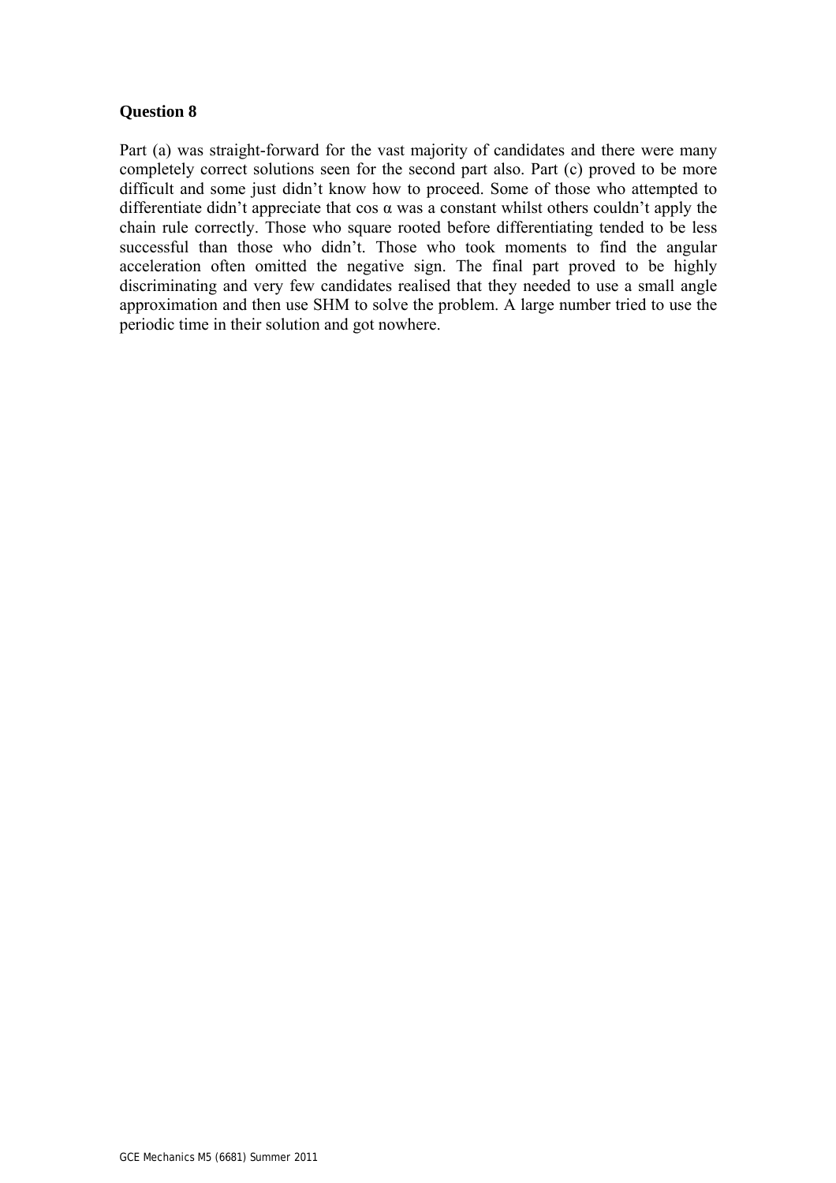**Question 8**

Part (a) was straight-forward for the vast majority of candidates and there were many completely correct solutions seen for the second part also. Part (c) proved to be more difficult and some just didn't know how to proceed. Some of those who attempted to differentiate didn't appreciate that $\cos \alpha$ was a constant whilst others couldn't apply the chain rule correctly. Those who square rooted before differentiating tended to be less successful than those who didn't. Those who took moments to find the angular acceleration often omitted the negative sign. The final part proved to be highly discriminating and very few candidates realised that they needed to use a small angle approximation and then use SHM to solve the problem. A large number tried to use the periodic time in their solution and got nowhere.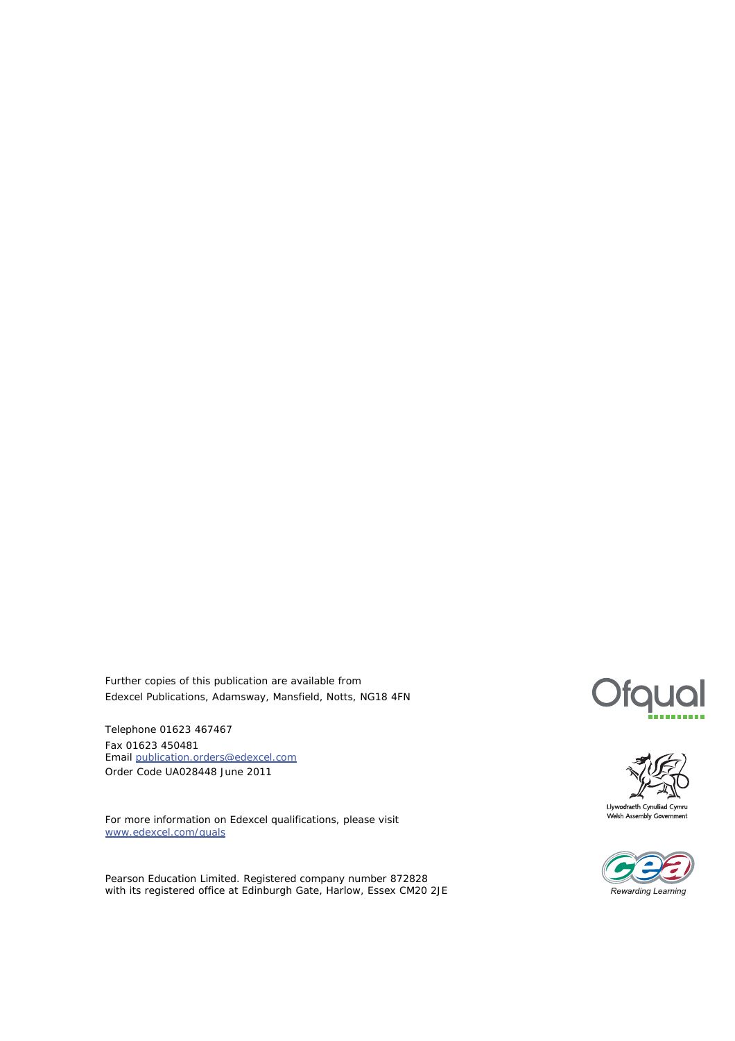Further copies of this publication are available from
Edexcel Publications, Adamsway, Mansfield, Notts, NG18 4FN

Telephone 01623 467467
Fax 01623 450481
Email publication.orders@edexcel.com
Order Code UA028448 June 2011

For more information on Edexcel qualifications, please visit
www.edexcel.com/quals

Pearson Education Limited. Registered company number 872828
with its registered office at Edinburgh Gate, Harlow, Essex CM20 2JE

Ofqual

Llywodraeth Cynulliad Cymru
Welsh Assembly Government

Rewarding Learning